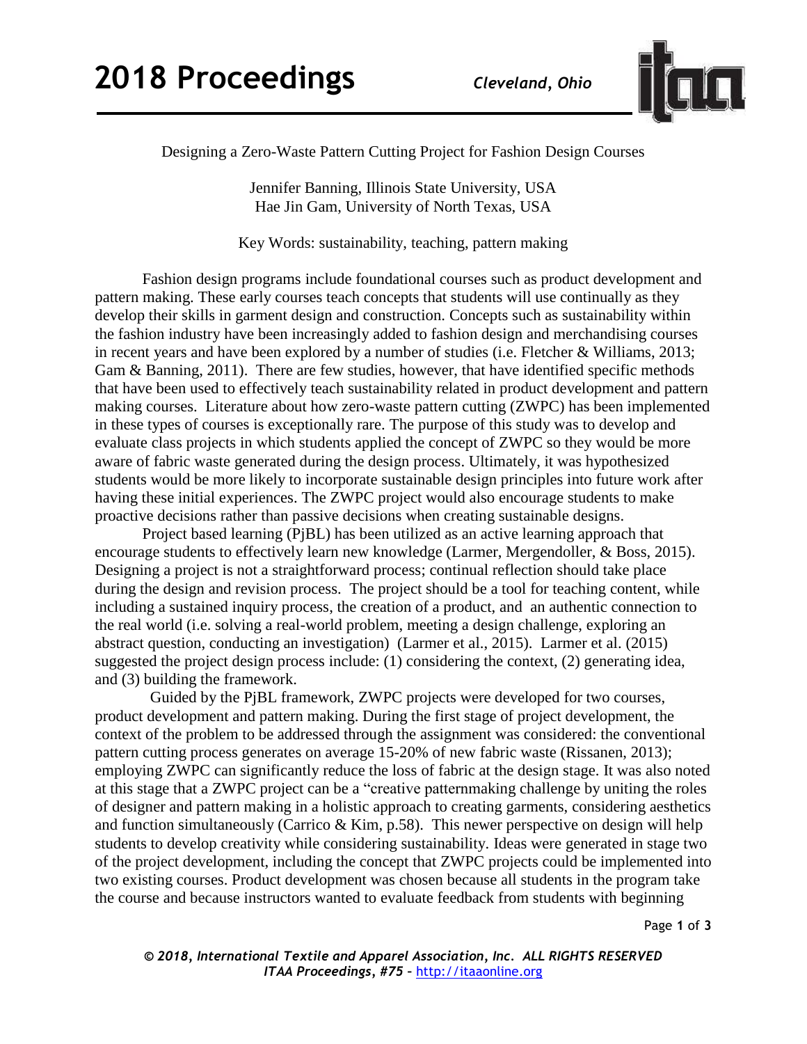# Designing a Zero-Waste Pattern Cutting Project for Fashion Design Courses

Jennifer Banning, Illinois State University, USA
Hae Jin Gam, University of North Texas, USA

Key Words: sustainability, teaching, pattern making

Fashion design programs include foundational courses such as product development and pattern making. These early courses teach concepts that students will use continually as they develop their skills in garment design and construction. Concepts such as sustainability within the fashion industry have been increasingly added to fashion design and merchandising courses in recent years and have been explored by a number of studies (i.e. Fletcher & Williams, 2013; Gam & Banning, 2011). There are few studies, however, that have identified specific methods that have been used to effectively teach sustainability related in product development and pattern making courses. Literature about how zero-waste pattern cutting (ZWPC) has been implemented in these types of courses is exceptionally rare. The purpose of this study was to develop and evaluate class projects in which students applied the concept of ZWPC so they would be more aware of fabric waste generated during the design process. Ultimately, it was hypothesized students would be more likely to incorporate sustainable design principles into future work after having these initial experiences. The ZWPC project would also encourage students to make proactive decisions rather than passive decisions when creating sustainable designs.

Project based learning (PjBL) has been utilized as an active learning approach that encourage students to effectively learn new knowledge (Larmer, Mergendoller, & Boss, 2015). Designing a project is not a straightforward process; continual reflection should take place during the design and revision process. The project should be a tool for teaching content, while including a sustained inquiry process, the creation of a product, and an authentic connection to the real world (i.e. solving a real-world problem, meeting a design challenge, exploring an abstract question, conducting an investigation) (Larmer et al., 2015). Larmer et al. (2015) suggested the project design process include: (1) considering the context, (2) generating idea, and (3) building the framework.

Guided by the PjBL framework, ZWPC projects were developed for two courses, product development and pattern making. During the first stage of project development, the context of the problem to be addressed through the assignment was considered: the conventional pattern cutting process generates on average 15-20% of new fabric waste (Rissanen, 2013); employing ZWPC can significantly reduce the loss of fabric at the design stage. It was also noted at this stage that a ZWPC project can be a "creative patternmaking challenge by uniting the roles of designer and pattern making in a holistic approach to creating garments, considering aesthetics and function simultaneously (Carrico & Kim, p.58). This newer perspective on design will help students to develop creativity while considering sustainability. Ideas were generated in stage two of the project development, including the concept that ZWPC projects could be implemented into two existing courses. Product development was chosen because all students in the program take the course and because instructors wanted to evaluate feedback from students with beginning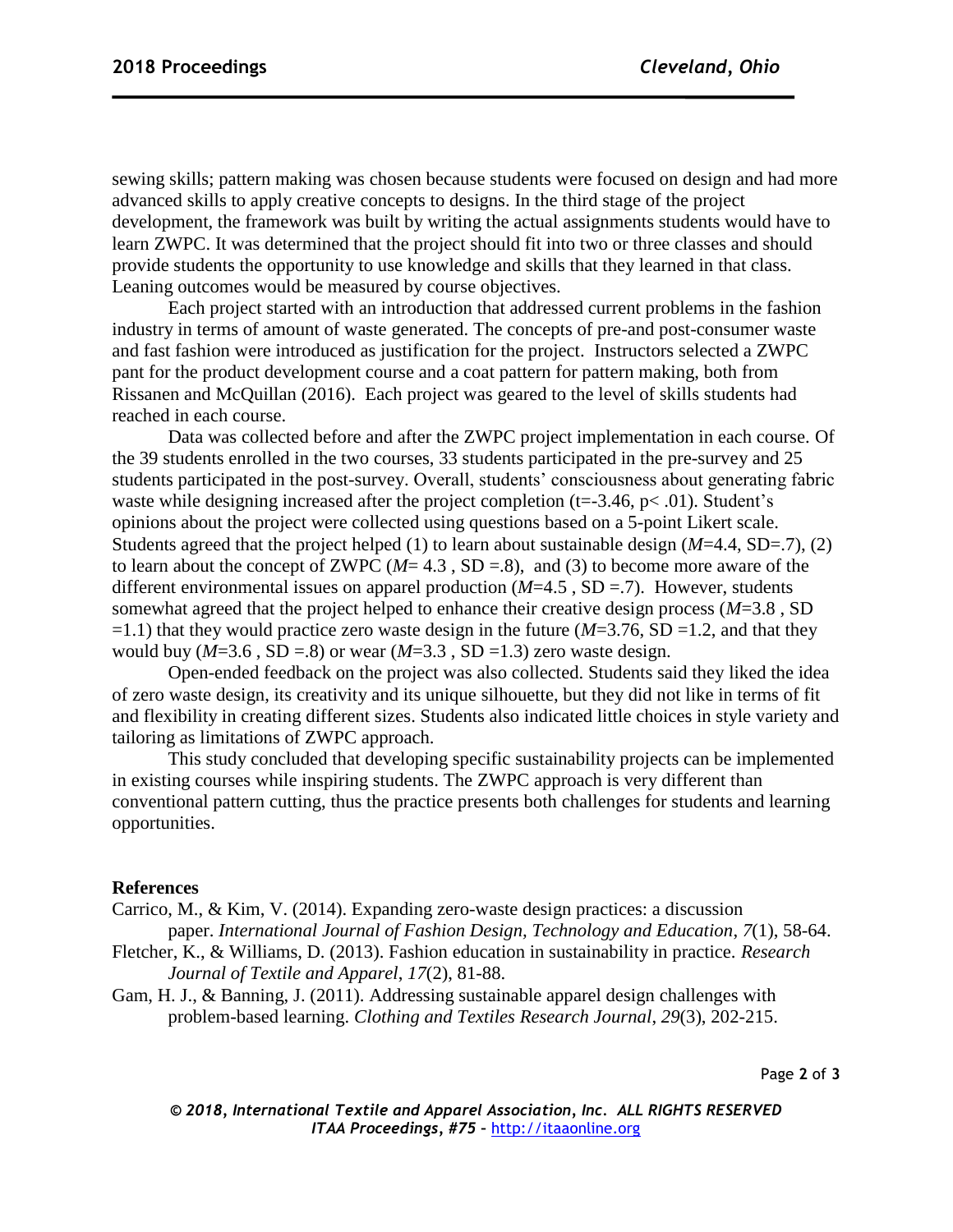sewing skills; pattern making was chosen because students were focused on design and had more advanced skills to apply creative concepts to designs. In the third stage of the project development, the framework was built by writing the actual assignments students would have to learn ZWPC. It was determined that the project should fit into two or three classes and should provide students the opportunity to use knowledge and skills that they learned in that class. Leaning outcomes would be measured by course objectives.

Each project started with an introduction that addressed current problems in the fashion industry in terms of amount of waste generated. The concepts of pre-and post-consumer waste and fast fashion were introduced as justification for the project. Instructors selected a ZWPC pant for the product development course and a coat pattern for pattern making, both from Rissanen and McQuillan (2016). Each project was geared to the level of skills students had reached in each course.

Data was collected before and after the ZWPC project implementation in each course. Of the 39 students enrolled in the two courses, 33 students participated in the pre-survey and 25 students participated in the post-survey. Overall, students' consciousness about generating fabric waste while designing increased after the project completion ($t=-3.46$, $p< .01$). Student's opinions about the project were collected using questions based on a 5-point Likert scale. Students agreed that the project helped (1) to learn about sustainable design ($M=4.4$, $SD=.7$), (2) to learn about the concept of ZWPC ($M= 4.3$ , $SD =.8$), and (3) to become more aware of the different environmental issues on apparel production ($M=4.5$ , $SD =.7$). However, students somewhat agreed that the project helped to enhance their creative design process ($M=3.8$ , $SD =1.1$) that they would practice zero waste design in the future ($M=3.76$, $SD =1.2$, and that they would buy ($M=3.6$ , $SD =.8$) or wear ($M=3.3$ , $SD =1.3$) zero waste design.

Open-ended feedback on the project was also collected. Students said they liked the idea of zero waste design, its creativity and its unique silhouette, but they did not like in terms of fit and flexibility in creating different sizes. Students also indicated little choices in style variety and tailoring as limitations of ZWPC approach.

This study concluded that developing specific sustainability projects can be implemented in existing courses while inspiring students. The ZWPC approach is very different than conventional pattern cutting, thus the practice presents both challenges for students and learning opportunities.

**References**

Carrico, M., & Kim, V. (2014). Expanding zero-waste design practices: a discussion paper. *International Journal of Fashion Design, Technology and Education*, *7*(1), 58-64.

Fletcher, K., & Williams, D. (2013). Fashion education in sustainability in practice. *Research Journal of Textile and Apparel*, *17*(2), 81-88.

Gam, H. J., & Banning, J. (2011). Addressing sustainable apparel design challenges with problem-based learning. *Clothing and Textiles Research Journal*, *29*(3), 202-215.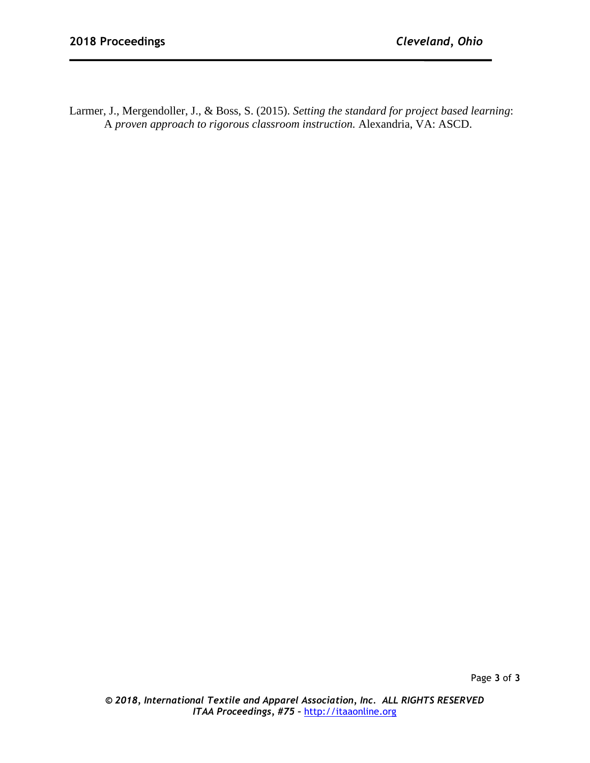Larmer, J., Mergendoller, J., & Boss, S. (2015). *Setting the standard for project based learning*: A *proven approach to rigorous classroom instruction.* Alexandria, VA: ASCD.